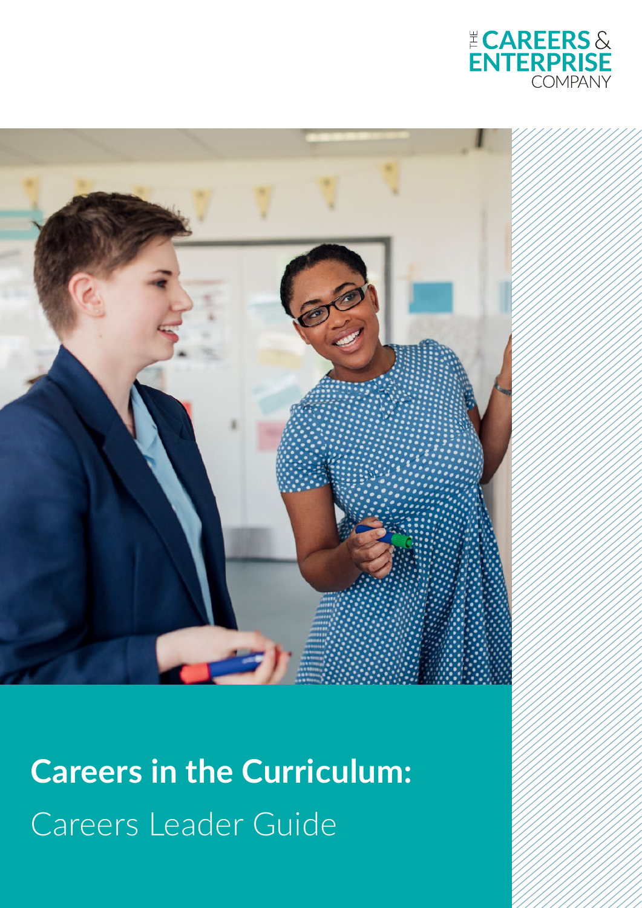THE CAREERS & ENTERPRISE COMPANY

# Careers in the Curriculum:

Careers Leader Guide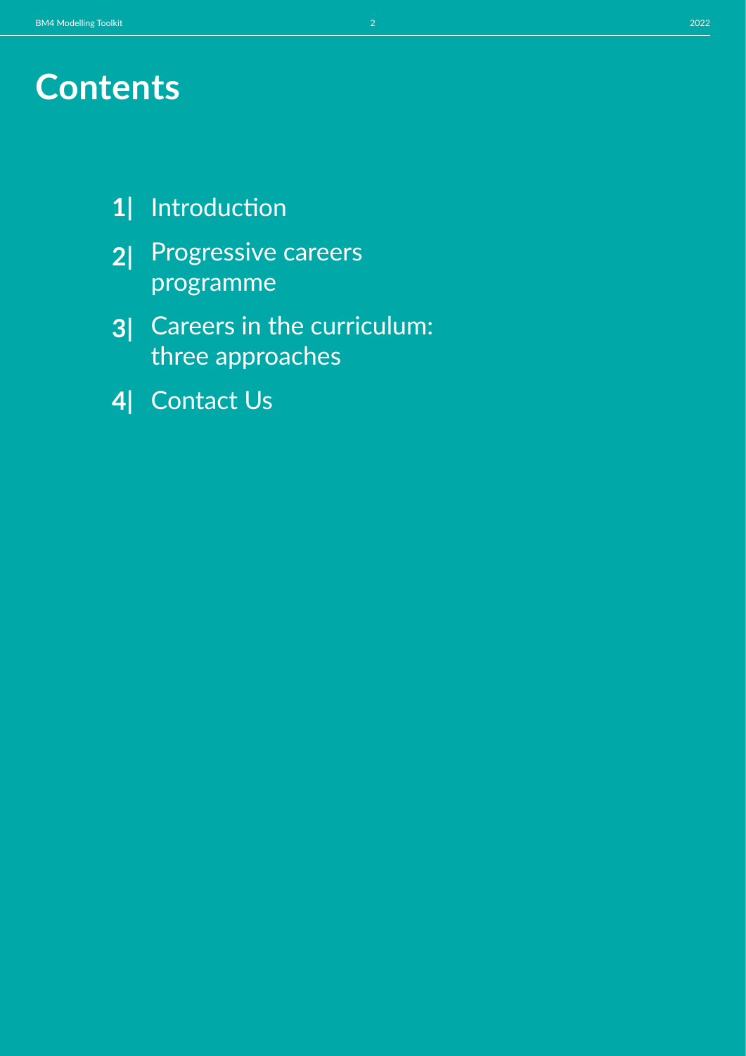# Contents

1| Introduction

2| Progressive careers programme

3| Careers in the curriculum: three approaches

4| Contact Us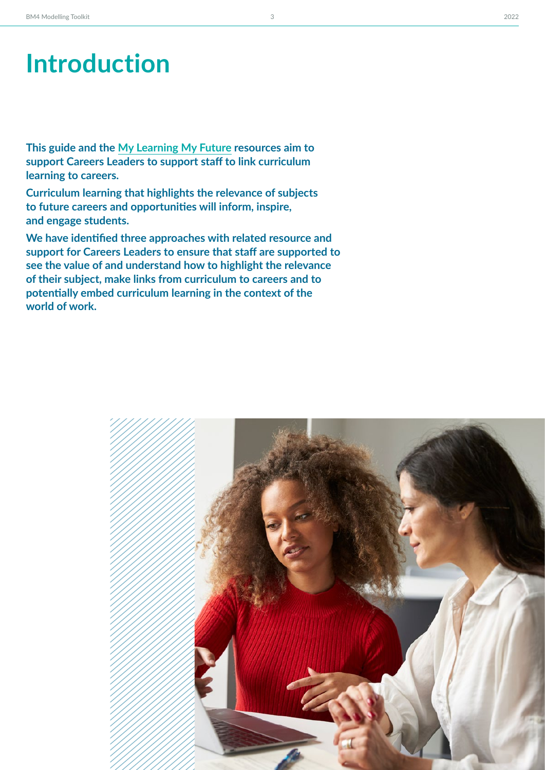# Introduction

**This guide and the My Learning My Future resources aim to support Careers Leaders to support staff to link curriculum learning to careers.**

**Curriculum learning that highlights the relevance of subjects to future careers and opportunities will inform, inspire, and engage students.**

**We have identified three approaches with related resource and support for Careers Leaders to ensure that staff are supported to see the value of and understand how to highlight the relevance of their subject, make links from curriculum to careers and to potentially embed curriculum learning in the context of the world of work.**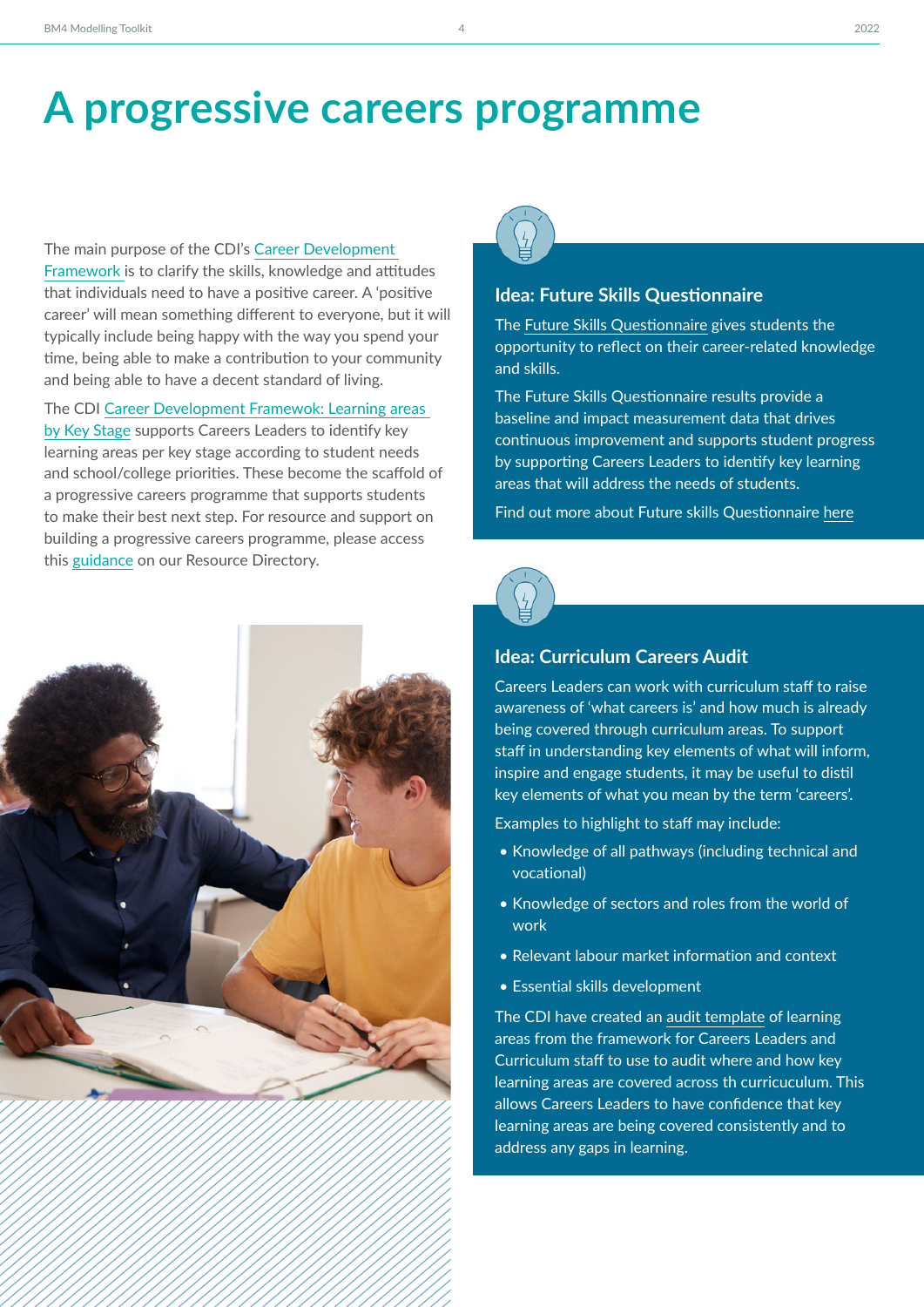# A progressive careers programme

The main purpose of the CDI's Career Development Framework is to clarify the skills, knowledge and attitudes that individuals need to have a positive career. A 'positive career' will mean something different to everyone, but it will typically include being happy with the way you spend your time, being able to make a contribution to your community and being able to have a decent standard of living.

The CDI Career Development Framewok: Learning areas by Key Stage supports Careers Leaders to identify key learning areas per key stage according to student needs and school/college priorities. These become the scaffold of a progressive careers programme that supports students to make their best next step. For resource and support on building a progressive careers programme, please access this guidance on our Resource Directory.

## Idea: Future Skills Questionnaire

The Future Skills Questionnaire gives students the opportunity to reflect on their career-related knowledge and skills.

The Future Skills Questionnaire results provide a baseline and impact measurement data that drives continuous improvement and supports student progress by supporting Careers Leaders to identify key learning areas that will address the needs of students.

Find out more about Future skills Questionnaire here

## Idea: Curriculum Careers Audit

Careers Leaders can work with curriculum staff to raise awareness of 'what careers is' and how much is already being covered through curriculum areas. To support staff in understanding key elements of what will inform, inspire and engage students, it may be useful to distil key elements of what you mean by the term 'careers'.

Examples to highlight to staff may include:

- Knowledge of all pathways (including technical and vocational)
- Knowledge of sectors and roles from the world of work
- Relevant labour market information and context
- Essential skills development

The CDI have created an audit template of learning areas from the framework for Careers Leaders and Curriculum staff to use to audit where and how key learning areas are covered across th curriculum. This allows Careers Leaders to have confidence that key learning areas are being covered consistently and to address any gaps in learning.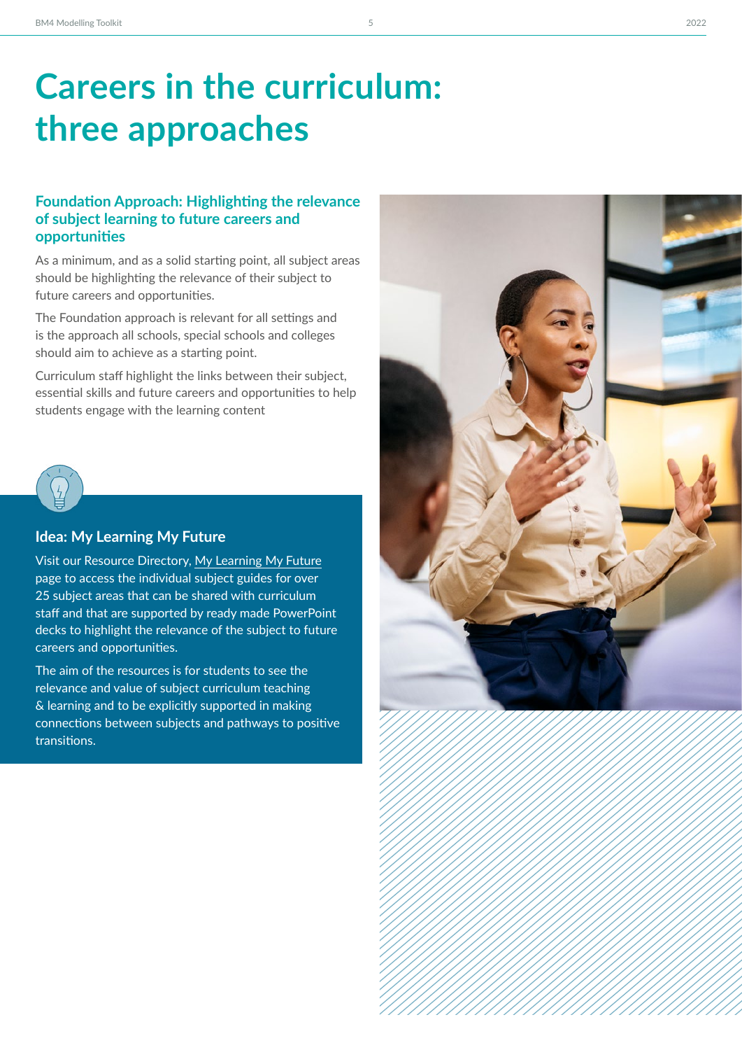# Careers in the curriculum: three approaches

## Foundation Approach: Highlighting the relevance of subject learning to future careers and opportunities

As a minimum, and as a solid starting point, all subject areas should be highlighting the relevance of their subject to future careers and opportunities.

The Foundation approach is relevant for all settings and is the approach all schools, special schools and colleges should aim to achieve as a starting point.

Curriculum staff highlight the links between their subject, essential skills and future careers and opportunities to help students engage with the learning content

### Idea: My Learning My Future

Visit our Resource Directory, My Learning My Future page to access the individual subject guides for over 25 subject areas that can be shared with curriculum staff and that are supported by ready made PowerPoint decks to highlight the relevance of the subject to future careers and opportunities.

The aim of the resources is for students to see the relevance and value of subject curriculum teaching & learning and to be explicitly supported in making connections between subjects and pathways to positive transitions.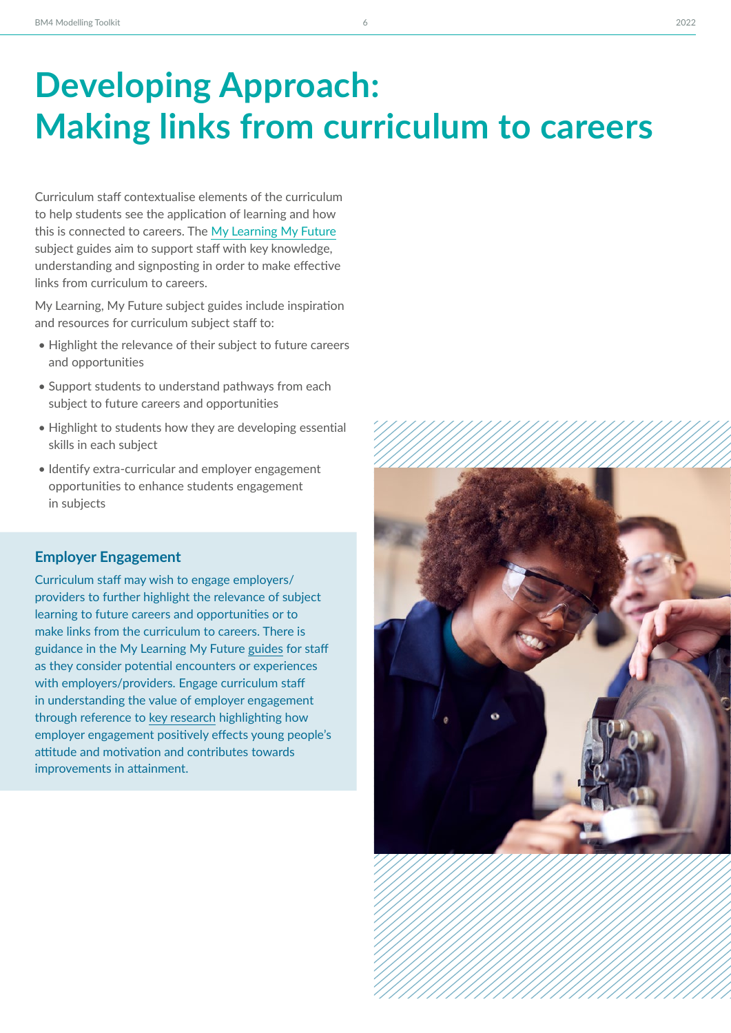# Developing Approach: Making links from curriculum to careers

Curriculum staff contextualise elements of the curriculum to help students see the application of learning and how this is connected to careers. The My Learning My Future subject guides aim to support staff with key knowledge, understanding and signposting in order to make effective links from curriculum to careers.

My Learning, My Future subject guides include inspiration and resources for curriculum subject staff to:

- Highlight the relevance of their subject to future careers and opportunities
- Support students to understand pathways from each subject to future careers and opportunities
- Highlight to students how they are developing essential skills in each subject
- Identify extra-curricular and employer engagement opportunities to enhance students engagement in subjects

## Employer Engagement

Curriculum staff may wish to engage employers/ providers to further highlight the relevance of subject learning to future careers and opportunities or to make links from the curriculum to careers. There is guidance in the My Learning My Future guides for staff as they consider potential encounters or experiences with employers/providers. Engage curriculum staff in understanding the value of employer engagement through reference to key research highlighting how employer engagement positively effects young people's attitude and motivation and contributes towards improvements in attainment.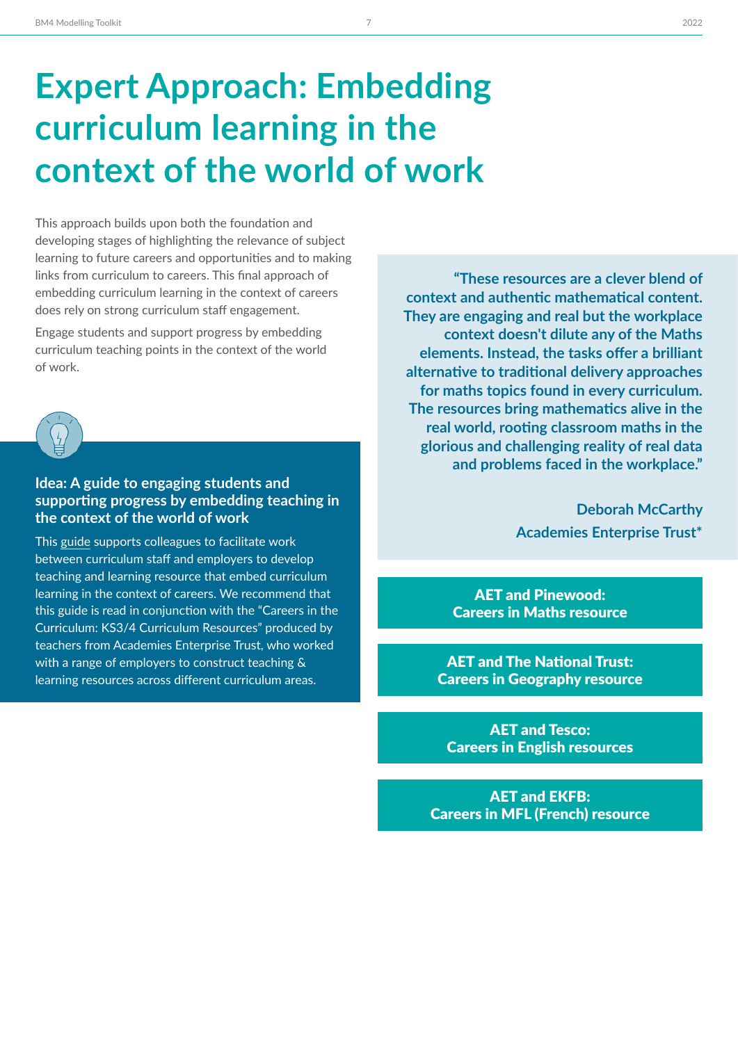# Expert Approach: Embedding curriculum learning in the context of the world of work

This approach builds upon both the foundation and developing stages of highlighting the relevance of subject learning to future careers and opportunities and to making links from curriculum to careers. This final approach of embedding curriculum learning in the context of careers does rely on strong curriculum staff engagement.

Engage students and support progress by embedding curriculum teaching points in the context of the world of work.

### Idea: A guide to engaging students and supporting progress by embedding teaching in the context of the world of work

This guide supports colleagues to facilitate work between curriculum staff and employers to develop teaching and learning resource that embed curriculum learning in the context of careers. We recommend that this guide is read in conjunction with the "Careers in the Curriculum: KS3/4 Curriculum Resources" produced by teachers from Academies Enterprise Trust, who worked with a range of employers to construct teaching & learning resources across different curriculum areas.

> **"These resources are a clever blend of context and authentic mathematical content. They are engaging and real but the workplace context doesn't dilute any of the Maths elements. Instead, the tasks offer a brilliant alternative to traditional delivery approaches for maths topics found in every curriculum. The resources bring mathematics alive in the real world, rooting classroom maths in the glorious and challenging reality of real data and problems faced in the workplace."**
>
> **Deborah McCarthy**
> **Academies Enterprise Trust***

**AET and Pinewood:**
**Careers in Maths resource**

**AET and The National Trust:**
**Careers in Geography resource**

**AET and Tesco:**
**Careers in English resources**

**AET and EKFB:**
**Careers in MFL (French) resource**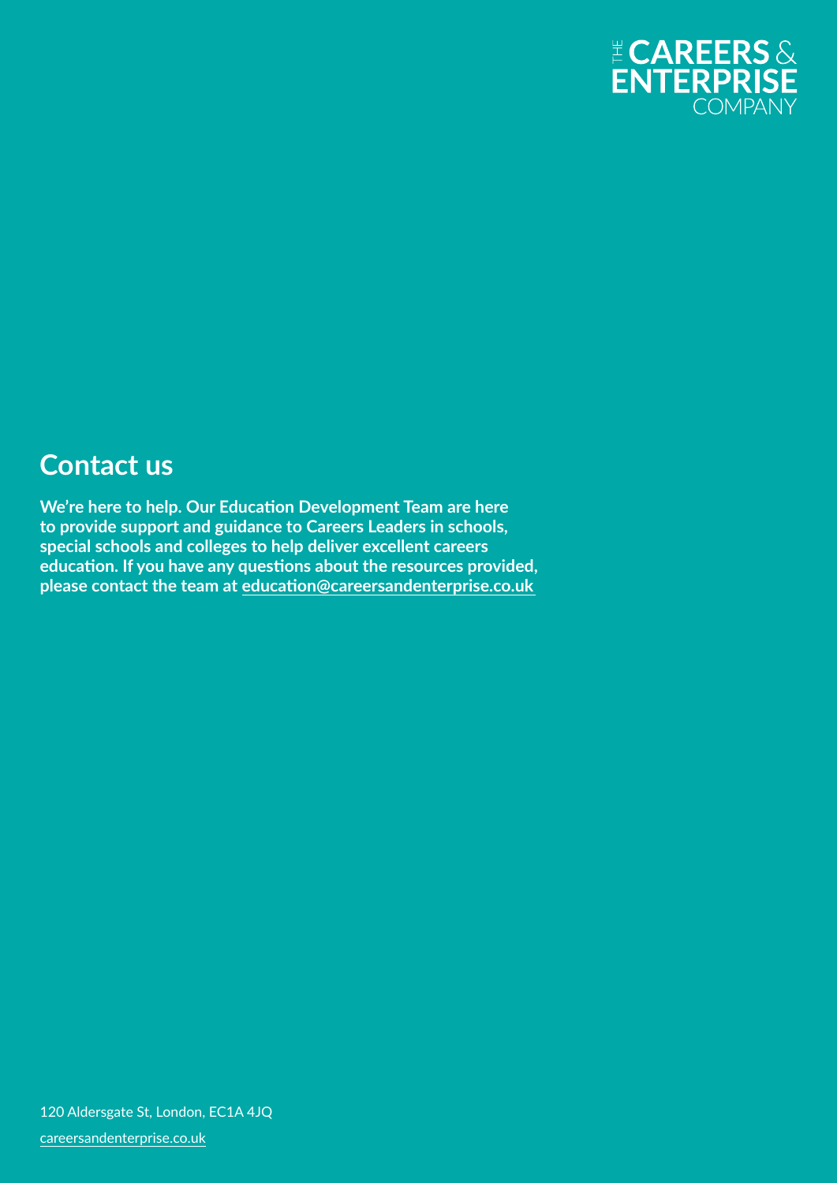THE CAREERS & ENTERPRISE COMPANY

## Contact us

**We're here to help. Our Education Development Team are here to provide support and guidance to Careers Leaders in schools, special schools and colleges to help deliver excellent careers education. If you have any questions about the resources provided, please contact the team at education@careersandenterprise.co.uk**

120 Aldersgate St, London, EC1A 4JQ

careersandenterprise.co.uk